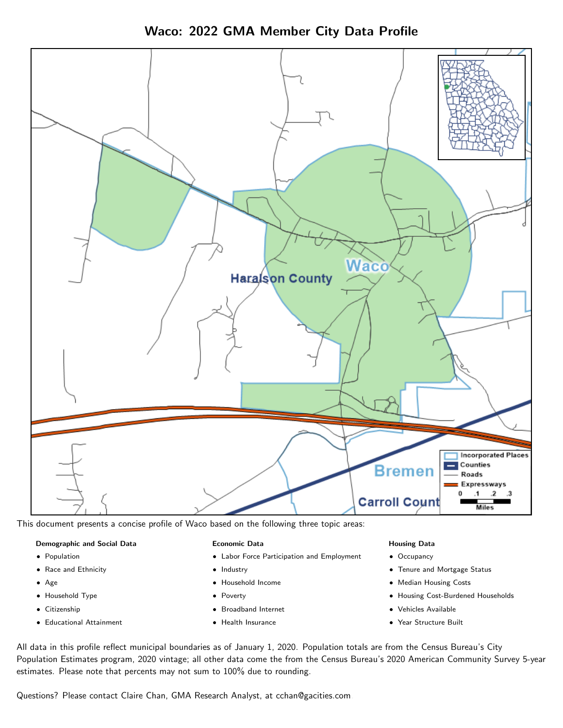# Waco: 2022 GMA Member City Data Profile

This document presents a concise profile of Waco based on the following three topic areas:

**Demographic and Social Data**

- Population
- Race and Ethnicity
- Age
- Household Type
- Citizenship
- Educational Attainment

**Economic Data**

- Labor Force Participation and Employment
- Industry
- Household Income
- Poverty
- Broadband Internet
- Health Insurance

**Housing Data**

- Occupancy
- Tenure and Mortgage Status
- Median Housing Costs
- Housing Cost-Burdened Households
- Vehicles Available
- Year Structure Built

All data in this profile reflect municipal boundaries as of January 1, 2020. Population totals are from the Census Bureau's City Population Estimates program, 2020 vintage; all other data come the from the Census Bureau's 2020 American Community Survey 5-year estimates. Please note that percents may not sum to 100% due to rounding.

Questions? Please contact Claire Chan, GMA Research Analyst, at cchan@gacities.com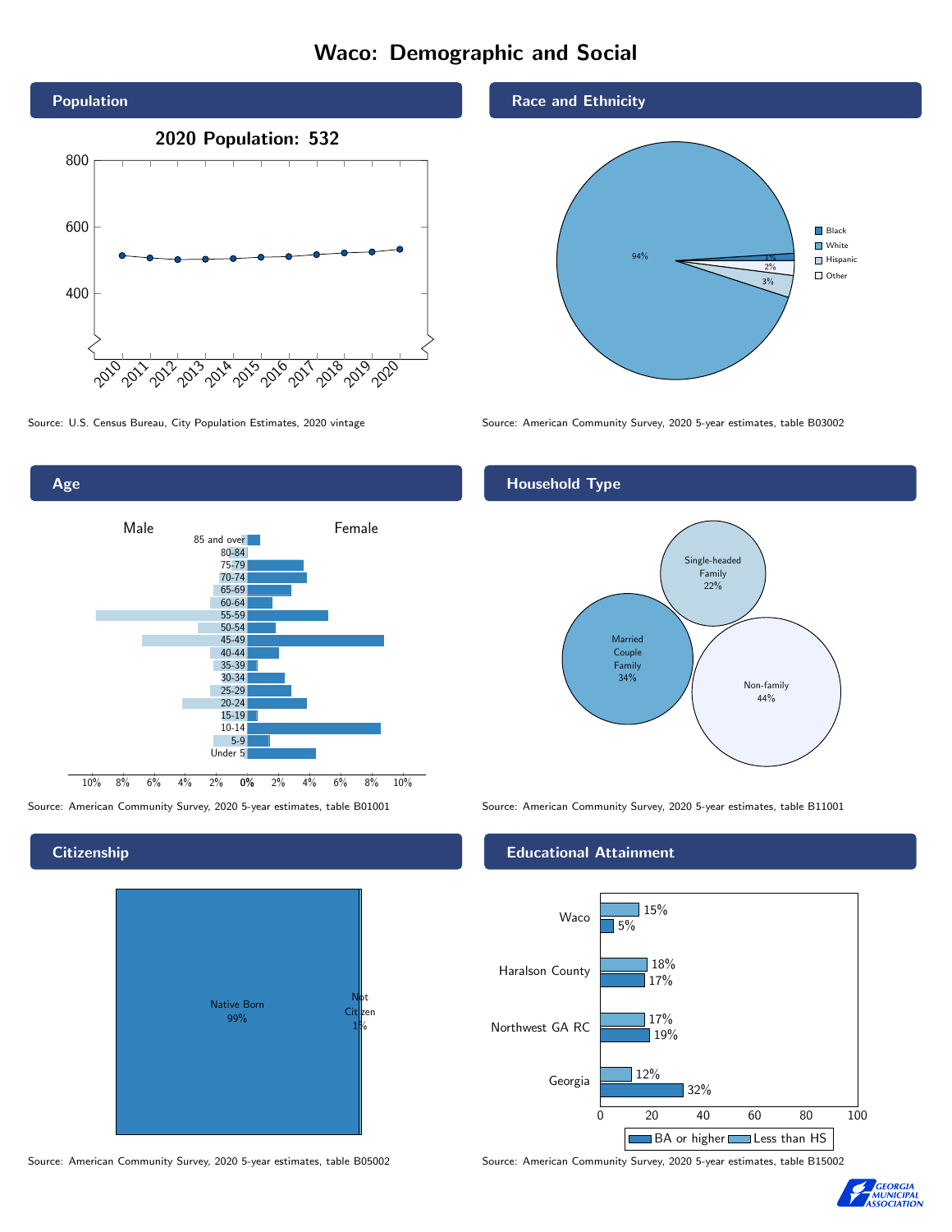# Waco: Demographic and Social

## Population

2020 Population: 532

Source: U.S. Census Bureau, City Population Estimates, 2020 vintage

## Race and Ethnicity

| Race/Ethnicity | Percent |
|---|---|
| Black | 1% |
| White | 94% |
| Hispanic | 3% |
| Other | 2% |

Source: American Community Survey, 2020 5-year estimates, table B03002

## Age

Source: American Community Survey, 2020 5-year estimates, table B01001

## Household Type

| Household Type | Percent |
|---|---|
| Married Couple Family | 34% |
| Single-headed Family | 22% |
| Non-family | 44% |

Source: American Community Survey, 2020 5-year estimates, table B11001

## Citizenship

| Citizenship | Percent |
|---|---|
| Native Born | 99% |
| Not Citizen | 1% |

Source: American Community Survey, 2020 5-year estimates, table B05002

## Educational Attainment

| Area | Less than HS | BA or higher |
|---|---|---|
| Waco | 15% | 5% |
| Haralson County | 18% | 17% |
| Northwest GA RC | 17% | 19% |
| Georgia | 12% | 32% |

Source: American Community Survey, 2020 5-year estimates, table B15002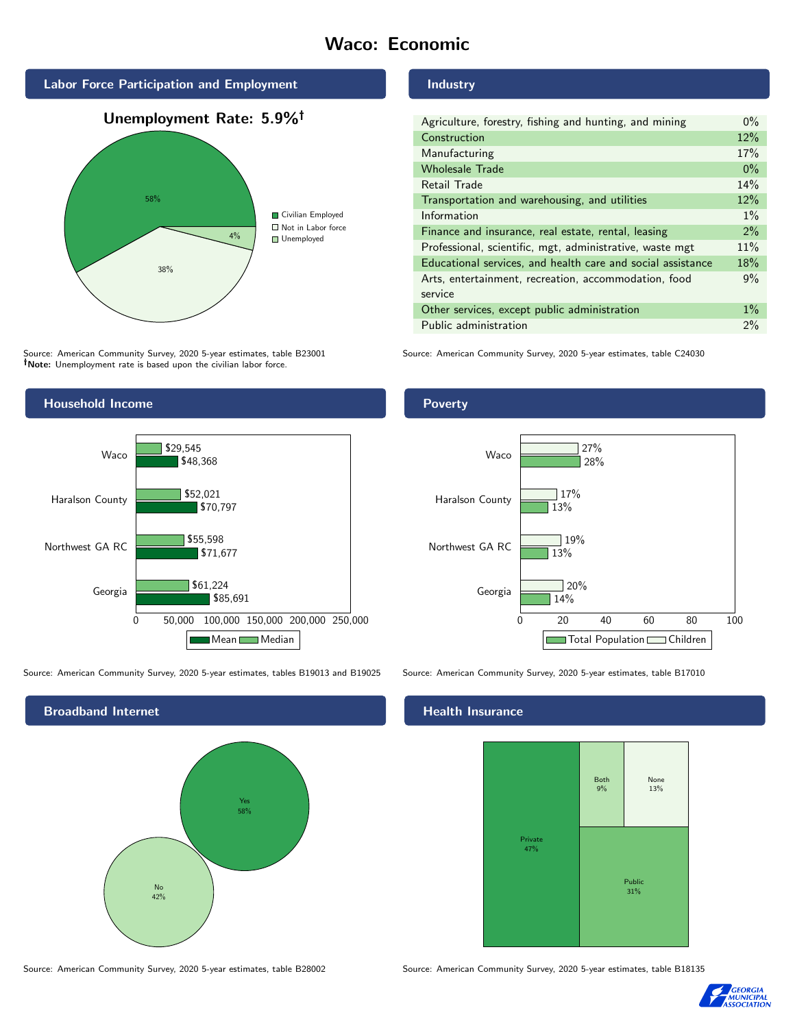# Waco: Economic

## Labor Force Participation and Employment

**Unemployment Rate: 5.9%†**

| Category | Percent |
|---|---|
| Civilian Employed | 58% |
| Not in Labor force | 38% |
| Unemployed | 4% |

Source: American Community Survey, 2020 5-year estimates, table B23001
**†Note:** Unemployment rate is based upon the civilian labor force.

## Industry

| Industry | Percent |
|---|---|
| Agriculture, forestry, fishing and hunting, and mining | 0% |
| Construction | 12% |
| Manufacturing | 17% |
| Wholesale Trade | 0% |
| Retail Trade | 14% |
| Transportation and warehousing, and utilities | 12% |
| Information | 1% |
| Finance and insurance, real estate, rental, leasing | 2% |
| Professional, scientific, mgt, administrative, waste mgt | 11% |
| Educational services, and health care and social assistance | 18% |
| Arts, entertainment, recreation, accommodation, food service | 9% |
| Other services, except public administration | 1% |
| Public administration | 2% |

Source: American Community Survey, 2020 5-year estimates, table C24030

## Household Income

| Area | Median | Mean |
|---|---|---|
| Waco | $29,545 | $48,368 |
| Haralson County | $52,021 | $70,797 |
| Northwest GA RC | $55,598 | $71,677 |
| Georgia | $61,224 | $85,691 |

Source: American Community Survey, 2020 5-year estimates, tables B19013 and B19025

## Poverty

| Area | Children | Total Population |
|---|---|---|
| Waco | 27% | 28% |
| Haralson County | 17% | 13% |
| Northwest GA RC | 19% | 13% |
| Georgia | 20% | 14% |

Source: American Community Survey, 2020 5-year estimates, table B17010

## Broadband Internet

| Response | Percent |
|---|---|
| Yes | 58% |
| No | 42% |

Source: American Community Survey, 2020 5-year estimates, table B28002

## Health Insurance

| Type | Percent |
|---|---|
| Private | 47% |
| Public | 31% |
| Both | 9% |
| None | 13% |

Source: American Community Survey, 2020 5-year estimates, table B18135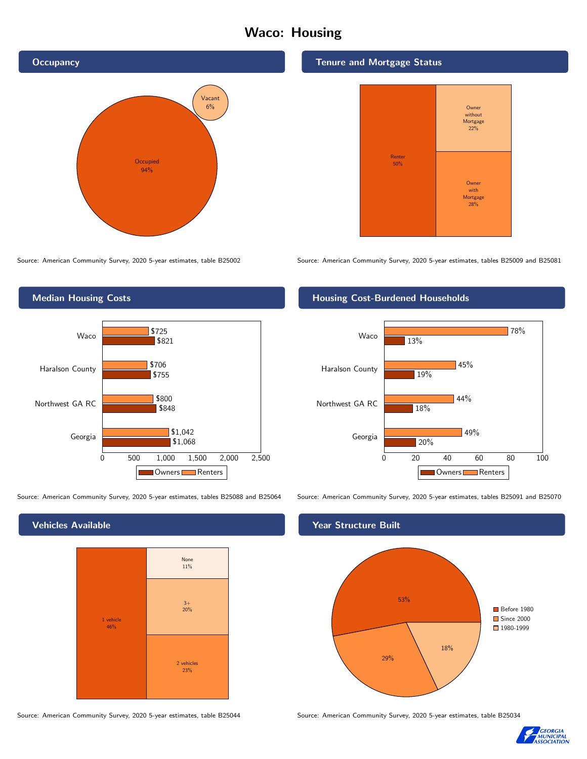# Waco: Housing

## Occupancy

Occupied
94%

Vacant
6%

Source: American Community Survey, 2020 5-year estimates, table B25002

## Tenure and Mortgage Status

Renter
50%

Owner
without
Mortgage
22%

Owner
with
Mortgage
28%

Source: American Community Survey, 2020 5-year estimates, tables B25009 and B25081

## Median Housing Costs

Waco
$725
$821

Haralson County
$706
$755

Northwest GA RC
$800
$848

Georgia
$1,042
$1,068

0
500
1,000
1,500
2,000
2,500

Owners
Renters

Source: American Community Survey, 2020 5-year estimates, tables B25088 and B25064

## Housing Cost-Burdened Households

Waco
78%
13%

Haralson County
45%
19%

Northwest GA RC
44%
18%

Georgia
49%
20%

0
20
40
60
80
100

Owners
Renters

Source: American Community Survey, 2020 5-year estimates, tables B25091 and B25070

## Vehicles Available

1 vehicle
46%

None
11%

3+
20%

2 vehicles
23%

Source: American Community Survey, 2020 5-year estimates, table B25044

## Year Structure Built

53%
29%
18%

Before 1980
Since 2000
1980-1999

Source: American Community Survey, 2020 5-year estimates, table B25034

GEORGIA MUNICIPAL ASSOCIATION